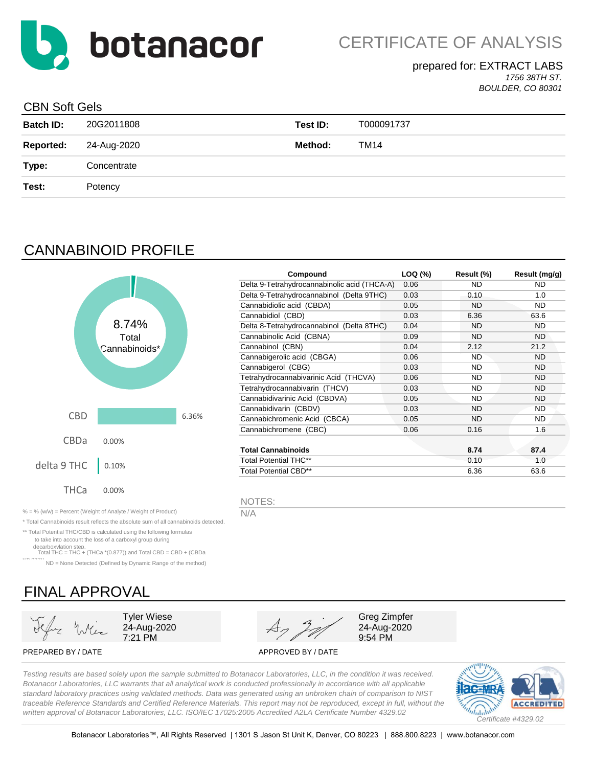# botanacor

## CERTIFICATE OF ANALYSIS

prepared for: EXTRACT LABS
*1756 38TH ST.*
*BOULDER, CO 80301*

### CBN Soft Gels

| | | | |
|---|---|---|---|
| **Batch ID:** | 20G2011808 | **Test ID:** | T000091737 |
| **Reported:** | 24-Aug-2020 | **Method:** | TM14 |
| **Type:** | Concentrate | | |
| **Test:** | Potency | | |

## CANNABINOID PROFILE

8.74% Total Cannabinoids*

| | |
|---|---|
| CBD | 6.36% |
| CBDa | 0.00% |
| delta 9 THC | 0.10% |
| THCa | 0.00% |

| Compound | LOQ (%) | Result (%) | Result (mg/g) |
|---|---|---|---|
| Delta 9-Tetrahydrocannabinolic acid (THCA-A) | 0.06 | ND | ND |
| Delta 9-Tetrahydrocannabinol (Delta 9THC) | 0.03 | 0.10 | 1.0 |
| Cannabidiolic acid (CBDA) | 0.05 | ND | ND |
| Cannabidiol (CBD) | 0.03 | 6.36 | 63.6 |
| Delta 8-Tetrahydrocannabinol (Delta 8THC) | 0.04 | ND | ND |
| Cannabinolic Acid (CBNA) | 0.09 | ND | ND |
| Cannabinol (CBN) | 0.04 | 2.12 | 21.2 |
| Cannabigerolic acid (CBGA) | 0.06 | ND | ND |
| Cannabigerol (CBG) | 0.03 | ND | ND |
| Tetrahydrocannabivarinic Acid (THCVA) | 0.06 | ND | ND |
| Tetrahydrocannabivarin (THCV) | 0.03 | ND | ND |
| Cannabidivarinic Acid (CBDVA) | 0.05 | ND | ND |
| Cannabidivarin (CBDV) | 0.03 | ND | ND |
| Cannabichromenic Acid (CBCA) | 0.05 | ND | ND |
| Cannabichromene (CBC) | 0.06 | 0.16 | 1.6 |
| **Total Cannabinoids** | | **8.74** | **87.4** |
| Total Potential THC** | | 0.10 | 1.0 |
| Total Potential CBD** | | 6.36 | 63.6 |

NOTES:
N/A

% = % (w/w) = Percent (Weight of Analyte / Weight of Product)

* Total Cannabinoids result reflects the absolute sum of all cannabinoids detected.

** Total Potential THC/CBD is calculated using the following formulas to take into account the loss of a carboxyl group during decarboxylation step.
Total THC = THC + (THCa *(0.877)) and Total CBD = CBD + (CBDa *(0.877))

ND = None Detected (Defined by Dynamic Range of the method)

## FINAL APPROVAL

Tyler Wiese
24-Aug-2020
7:21 PM

PREPARED BY / DATE

Greg Zimpfer
24-Aug-2020
9:54 PM

APPROVED BY / DATE

*Testing results are based solely upon the sample submitted to Botanacor Laboratories, LLC, in the condition it was received. Botanacor Laboratories, LLC warrants that all analytical work is conducted professionally in accordance with all applicable standard laboratory practices using validated methods. Data was generated using an unbroken chain of comparison to NIST traceable Reference Standards and Certified Reference Materials. This report may not be reproduced, except in full, without the written approval of Botanacor Laboratories, LLC. ISO/IEC 17025:2005 Accredited A2LA Certificate Number 4329.02*

ilac-MRA A2LA ACCREDITED
*Certificate #4329.02*

Botanacor Laboratories™, All Rights Reserved | 1301 S Jason St Unit K, Denver, CO 80223 | 888.800.8223 | www.botanacor.com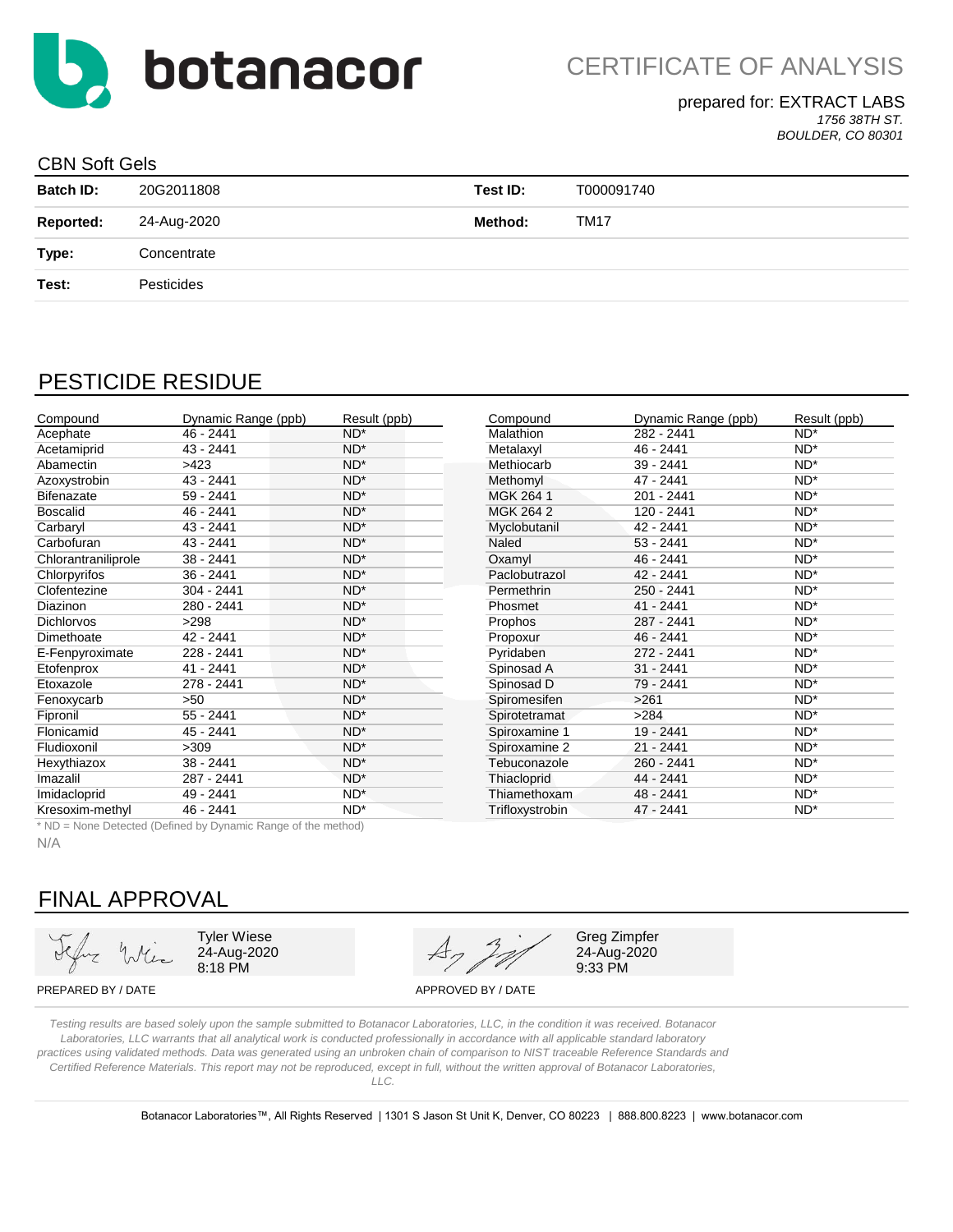# botanacor

CERTIFICATE OF ANALYSIS

prepared for: EXTRACT LABS
*1756 38TH ST.*
*BOULDER, CO 80301*

## CBN Soft Gels

| | | | |
|---|---|---|---|
| **Batch ID:** | 20G2011808 | **Test ID:** | T000091740 |
| **Reported:** | 24-Aug-2020 | **Method:** | TM17 |
| **Type:** | Concentrate | | |
| **Test:** | Pesticides | | |

## PESTICIDE RESIDUE

| Compound | Dynamic Range (ppb) | Result (ppb) |
|---|---|---|
| Acephate | 46 - 2441 | ND* |
| Acetamiprid | 43 - 2441 | ND* |
| Abamectin | >423 | ND* |
| Azoxystrobin | 43 - 2441 | ND* |
| Bifenazate | 59 - 2441 | ND* |
| Boscalid | 46 - 2441 | ND* |
| Carbaryl | 43 - 2441 | ND* |
| Carbofuran | 43 - 2441 | ND* |
| Chlorantraniliprole | 38 - 2441 | ND* |
| Chlorpyrifos | 36 - 2441 | ND* |
| Clofentezine | 304 - 2441 | ND* |
| Diazinon | 280 - 2441 | ND* |
| Dichlorvos | >298 | ND* |
| Dimethoate | 42 - 2441 | ND* |
| E-Fenpyroximate | 228 - 2441 | ND* |
| Etofenprox | 41 - 2441 | ND* |
| Etoxazole | 278 - 2441 | ND* |
| Fenoxycarb | >50 | ND* |
| Fipronil | 55 - 2441 | ND* |
| Flonicamid | 45 - 2441 | ND* |
| Fludioxonil | >309 | ND* |
| Hexythiazox | 38 - 2441 | ND* |
| Imazalil | 287 - 2441 | ND* |
| Imidacloprid | 49 - 2441 | ND* |
| Kresoxim-methyl | 46 - 2441 | ND* |
| Malathion | 282 - 2441 | ND* |
| Metalaxyl | 46 - 2441 | ND* |
| Methiocarb | 39 - 2441 | ND* |
| Methomyl | 47 - 2441 | ND* |
| MGK 264 1 | 201 - 2441 | ND* |
| MGK 264 2 | 120 - 2441 | ND* |
| Myclobutanil | 42 - 2441 | ND* |
| Naled | 53 - 2441 | ND* |
| Oxamyl | 46 - 2441 | ND* |
| Paclobutrazol | 42 - 2441 | ND* |
| Permethrin | 250 - 2441 | ND* |
| Phosmet | 41 - 2441 | ND* |
| Prophos | 287 - 2441 | ND* |
| Propoxur | 46 - 2441 | ND* |
| Pyridaben | 272 - 2441 | ND* |
| Spinosad A | 31 - 2441 | ND* |
| Spinosad D | 79 - 2441 | ND* |
| Spiromesifen | >261 | ND* |
| Spirotetramat | >284 | ND* |
| Spiroxamine 1 | 19 - 2441 | ND* |
| Spiroxamine 2 | 21 - 2441 | ND* |
| Tebuconazole | 260 - 2441 | ND* |
| Thiacloprid | 44 - 2441 | ND* |
| Thiamethoxam | 48 - 2441 | ND* |
| Trifloxystrobin | 47 - 2441 | ND* |

* ND = None Detected (Defined by Dynamic Range of the method)

N/A

## FINAL APPROVAL

Tyler Wiese
24-Aug-2020
8:18 PM

PREPARED BY / DATE

Greg Zimpfer
24-Aug-2020
9:33 PM

APPROVED BY / DATE

*Testing results are based solely upon the sample submitted to Botanacor Laboratories, LLC, in the condition it was received. Botanacor Laboratories, LLC warrants that all analytical work is conducted professionally in accordance with all applicable standard laboratory practices using validated methods. Data was generated using an unbroken chain of comparison to NIST traceable Reference Standards and Certified Reference Materials. This report may not be reproduced, except in full, without the written approval of Botanacor Laboratories, LLC.*

Botanacor Laboratories™, All Rights Reserved | 1301 S Jason St Unit K, Denver, CO 80223 | 888.800.8223 | www.botanacor.com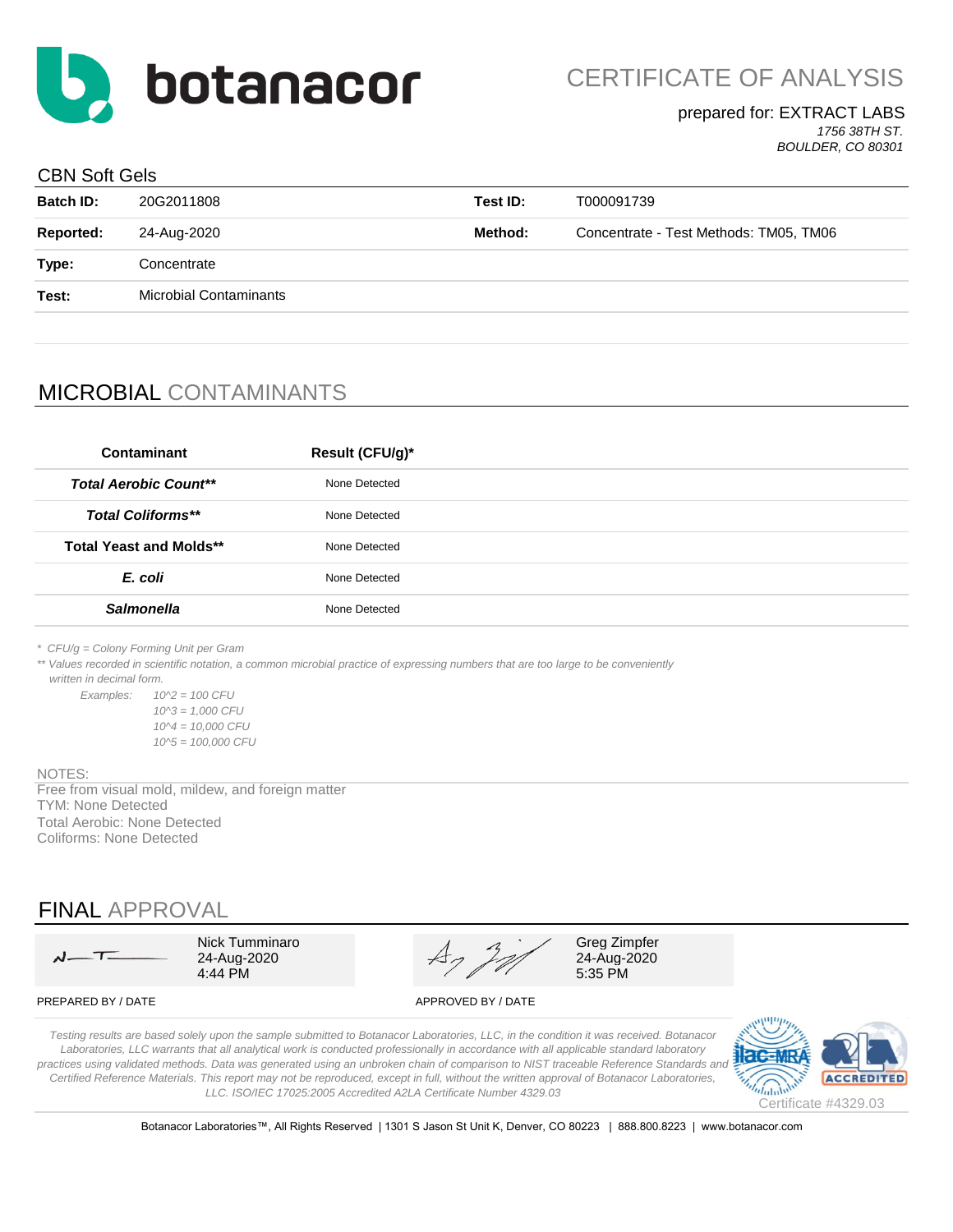# botanacor

## CERTIFICATE OF ANALYSIS

prepared for: EXTRACT LABS
*1756 38TH ST.*
*BOULDER, CO 80301*

### CBN Soft Gels

| | | | |
|---|---|---|---|
| **Batch ID:** | 20G2011808 | **Test ID:** | T000091739 |
| **Reported:** | 24-Aug-2020 | **Method:** | Concentrate - Test Methods: TM05, TM06 |
| **Type:** | Concentrate | | |
| **Test:** | Microbial Contaminants | | |

## MICROBIAL CONTAMINANTS

| Contaminant | Result (CFU/g)* |
|---|---|
| ***Total Aerobic Count**** | None Detected |
| ***Total Coliforms**** | None Detected |
| **Total Yeast and Molds**** | None Detected |
| ***E. coli*** | None Detected |
| ***Salmonella*** | None Detected |

*\* CFU/g = Colony Forming Unit per Gram*

*\*\* Values recorded in scientific notation, a common microbial practice of expressing numbers that are too large to be conveniently written in decimal form.*

*Examples:*
- *10^2 = 100 CFU*
- *10^3 = 1,000 CFU*
- *10^4 = 10,000 CFU*
- *10^5 = 100,000 CFU*

NOTES:

Free from visual mold, mildew, and foreign matter
TYM: None Detected
Total Aerobic: None Detected
Coliforms: None Detected

## FINAL APPROVAL

| PREPARED BY / DATE | APPROVED BY / DATE |
|---|---|
| Nick Tumminaro 24-Aug-2020 4:44 PM | Greg Zimpfer 24-Aug-2020 5:35 PM |

*Testing results are based solely upon the sample submitted to Botanacor Laboratories, LLC, in the condition it was received. Botanacor Laboratories, LLC warrants that all analytical work is conducted professionally in accordance with all applicable standard laboratory practices using validated methods. Data was generated using an unbroken chain of comparison to NIST traceable Reference Standards and Certified Reference Materials. This report may not be reproduced, except in full, without the written approval of Botanacor Laboratories, LLC. ISO/IEC 17025:2005 Accredited A2LA Certificate Number 4329.03*

ilac-MRA A2LA ACCREDITED Certificate #4329.03

Botanacor Laboratories™, All Rights Reserved | 1301 S Jason St Unit K, Denver, CO 80223 | 888.800.8223 | www.botanacor.com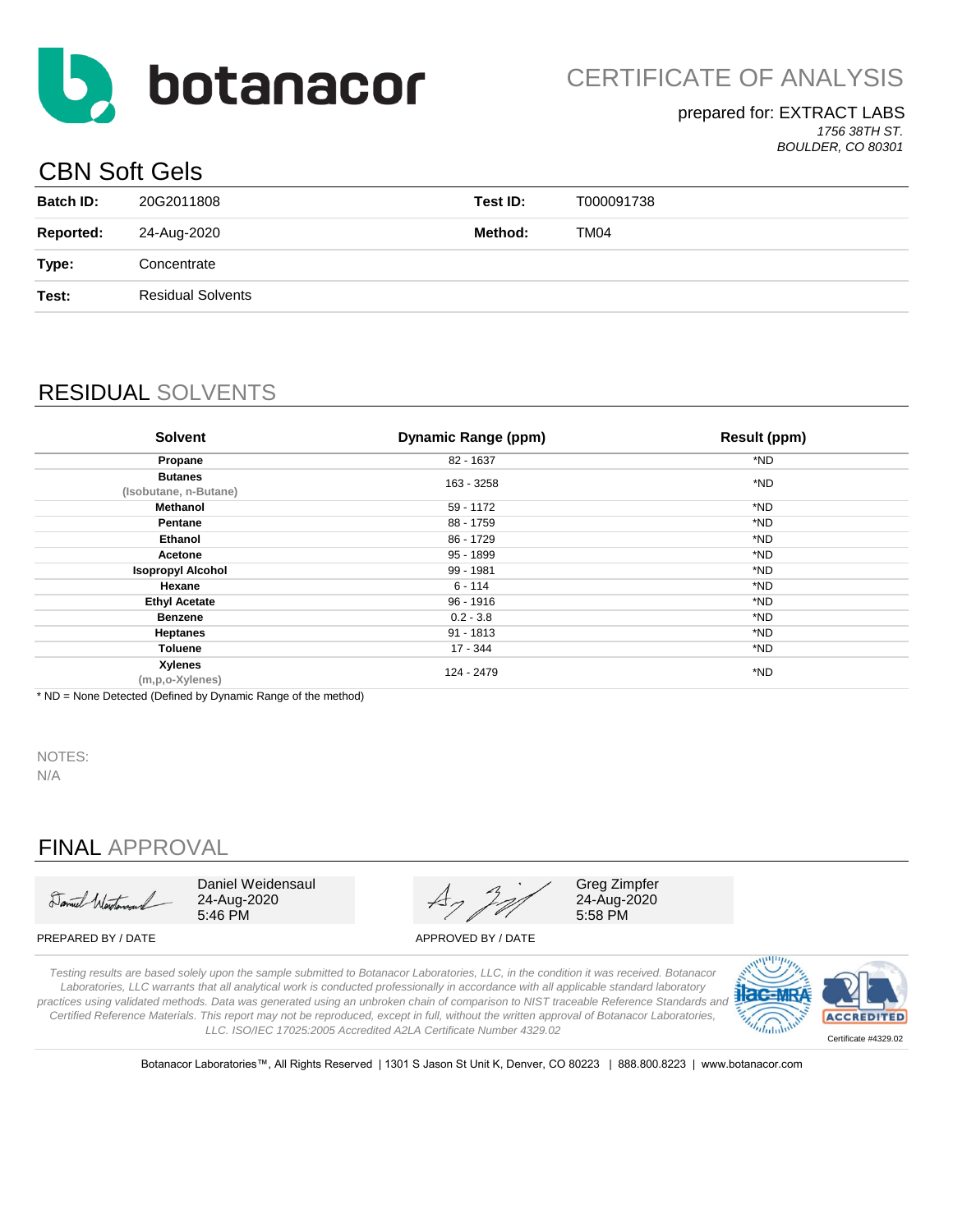# botanacor

## CERTIFICATE OF ANALYSIS

prepared for: EXTRACT LABS

*1756 38TH ST.*
*BOULDER, CO 80301*

## CBN Soft Gels

| | | | |
|---|---|---|---|
| **Batch ID:** | 20G2011808 | **Test ID:** | T000091738 |
| **Reported:** | 24-Aug-2020 | **Method:** | TM04 |
| **Type:** | Concentrate | | |
| **Test:** | Residual Solvents | | |

## RESIDUAL SOLVENTS

| Solvent | Dynamic Range (ppm) | Result (ppm) |
|---|---|---|
| **Propane** | 82 - 1637 | *ND |
| **Butanes** (Isobutane, n-Butane) | 163 - 3258 | *ND |
| **Methanol** | 59 - 1172 | *ND |
| **Pentane** | 88 - 1759 | *ND |
| **Ethanol** | 86 - 1729 | *ND |
| **Acetone** | 95 - 1899 | *ND |
| **Isopropyl Alcohol** | 99 - 1981 | *ND |
| **Hexane** | 6 - 114 | *ND |
| **Ethyl Acetate** | 96 - 1916 | *ND |
| **Benzene** | 0.2 - 3.8 | *ND |
| **Heptanes** | 91 - 1813 | *ND |
| **Toluene** | 17 - 344 | *ND |
| **Xylenes** (m,p,o-Xylenes) | 124 - 2479 | *ND |

* ND = None Detected (Defined by Dynamic Range of the method)

NOTES:
N/A

## FINAL APPROVAL

| | |
|---|---|
| Daniel Weidensaul 24-Aug-2020 5:46 PM | Greg Zimpfer 24-Aug-2020 5:58 PM |
| PREPARED BY / DATE | APPROVED BY / DATE |

*Testing results are based solely upon the sample submitted to Botanacor Laboratories, LLC, in the condition it was received. Botanacor Laboratories, LLC warrants that all analytical work is conducted professionally in accordance with all applicable standard laboratory practices using validated methods. Data was generated using an unbroken chain of comparison to NIST traceable Reference Standards and Certified Reference Materials. This report may not be reproduced, except in full, without the written approval of Botanacor Laboratories, LLC. ISO/IEC 17025:2005 Accredited A2LA Certificate Number 4329.02*

Certificate #4329.02

Botanacor Laboratories™, All Rights Reserved | 1301 S Jason St Unit K, Denver, CO 80223 | 888.800.8223 | www.botanacor.com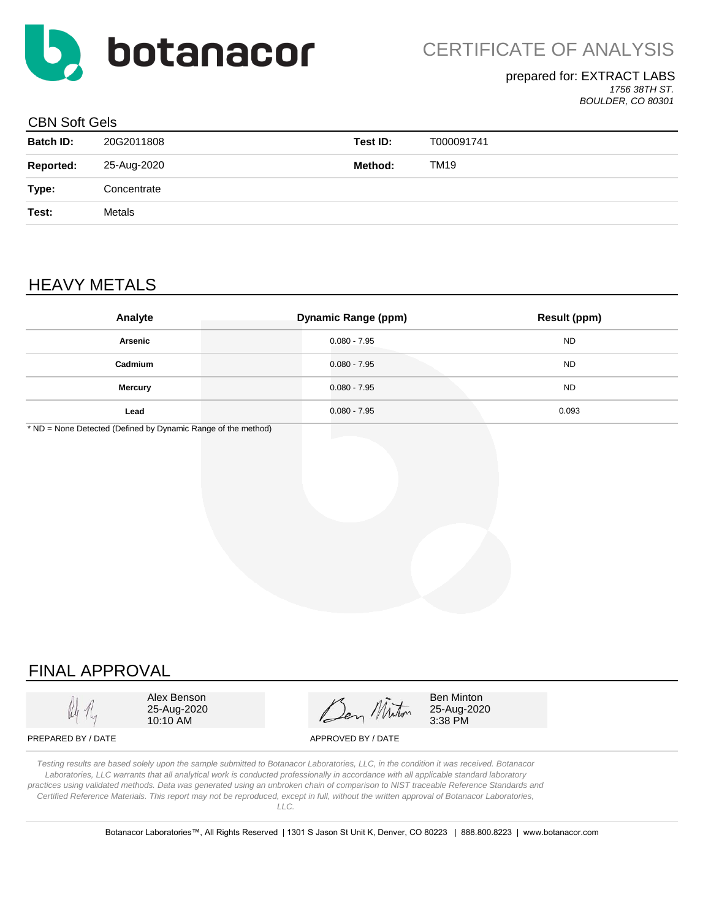# botanacor

## CERTIFICATE OF ANALYSIS

prepared for: EXTRACT LABS
*1756 38TH ST.*
*BOULDER, CO 80301*

### CBN Soft Gels

| | | | |
|---|---|---|---|
| **Batch ID:** | 20G2011808 | **Test ID:** | T000091741 |
| **Reported:** | 25-Aug-2020 | **Method:** | TM19 |
| **Type:** | Concentrate | | |
| **Test:** | Metals | | |

## HEAVY METALS

| Analyte | Dynamic Range (ppm) | Result (ppm) |
|---|---|---|
| **Arsenic** | 0.080 - 7.95 | ND |
| **Cadmium** | 0.080 - 7.95 | ND |
| **Mercury** | 0.080 - 7.95 | ND |
| **Lead** | 0.080 - 7.95 | 0.093 |

* ND = None Detected (Defined by Dynamic Range of the method)

## FINAL APPROVAL

| | |
|---|---|
| Alex Benson<br>25-Aug-2020<br>10:10 AM | Ben Minton<br>25-Aug-2020<br>3:38 PM |
| PREPARED BY / DATE | APPROVED BY / DATE |

*Testing results are based solely upon the sample submitted to Botanacor Laboratories, LLC, in the condition it was received. Botanacor Laboratories, LLC warrants that all analytical work is conducted professionally in accordance with all applicable standard laboratory practices using validated methods. Data was generated using an unbroken chain of comparison to NIST traceable Reference Standards and Certified Reference Materials. This report may not be reproduced, except in full, without the written approval of Botanacor Laboratories, LLC.*

Botanacor Laboratories™, All Rights Reserved | 1301 S Jason St Unit K, Denver, CO 80223 | 888.800.8223 | www.botanacor.com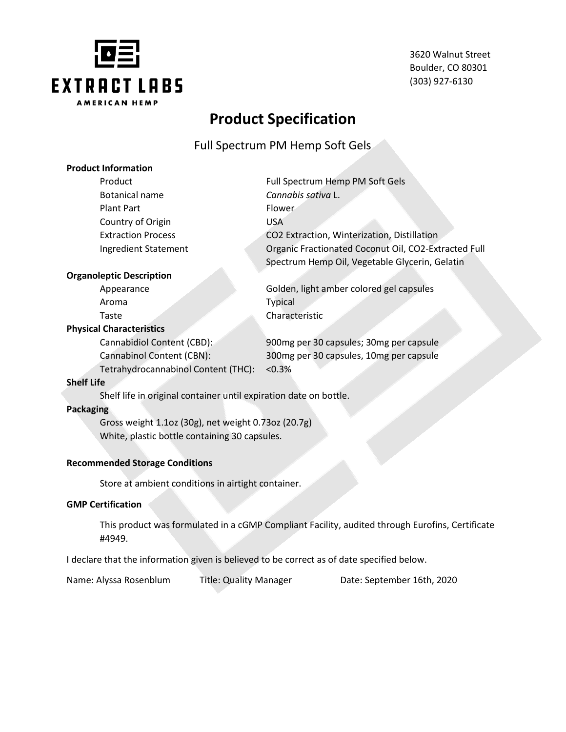EXTRACT LABS
AMERICAN HEMP

3620 Walnut Street
Boulder, CO 80301
(303) 927-6130

# Product Specification

## Full Spectrum PM Hemp Soft Gels

**Product Information**

| | |
|---|---|
| Product | Full Spectrum Hemp PM Soft Gels |
| Botanical name | *Cannabis sativa* L. |
| Plant Part | Flower |
| Country of Origin | USA |
| Extraction Process | $CO_2$ Extraction, Winterization, Distillation |
| Ingredient Statement | Organic Fractionated Coconut Oil, $CO_2$-Extracted Full Spectrum Hemp Oil, Vegetable Glycerin, Gelatin |

**Organoleptic Description**

| | |
|---|---|
| Appearance | Golden, light amber colored gel capsules |
| Aroma | Typical |
| Taste | Characteristic |

**Physical Characteristics**

| | |
|---|---|
| Cannabidiol Content (CBD): | 900mg per 30 capsules; 30mg per capsule |
| Cannabinol Content (CBN): | 300mg per 30 capsules, 10mg per capsule |
| Tetrahydrocannabinol Content (THC): | <0.3% |

**Shelf Life**

Shelf life in original container until expiration date on bottle.

**Packaging**

Gross weight 1.1oz (30g), net weight 0.73oz (20.7g)
White, plastic bottle containing 30 capsules.

**Recommended Storage Conditions**

Store at ambient conditions in airtight container.

**GMP Certification**

This product was formulated in a cGMP Compliant Facility, audited through Eurofins, Certificate #4949.

I declare that the information given is believed to be correct as of date specified below.

Name: Alyssa Rosenblum    Title: Quality Manager    Date: September 16th, 2020